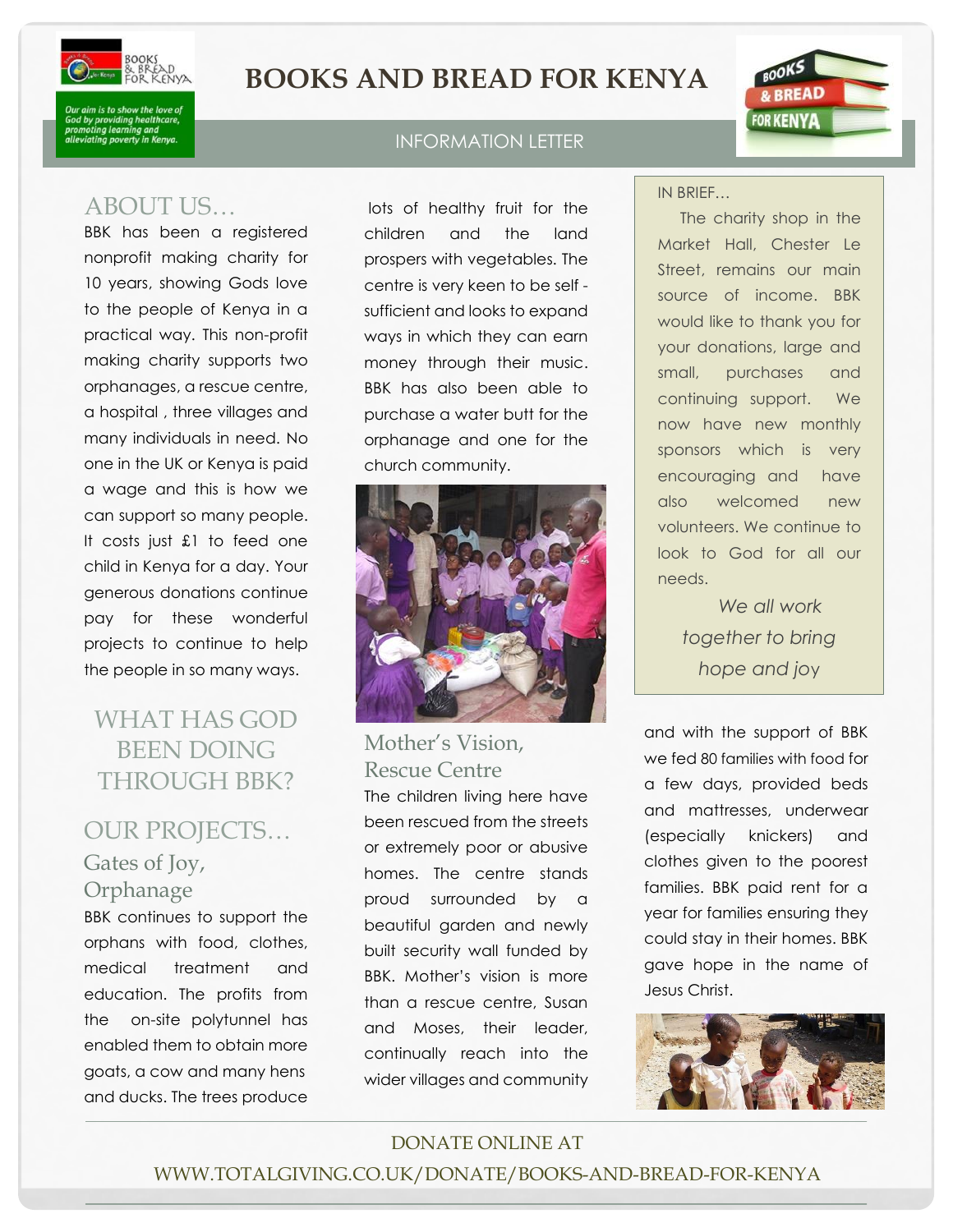# BOOKS AND BREAD FOR KENYA

*Our aim is to show the love of God by providing healthcare, promoting learning and alleviating poverty in Kenya.*

INFORMATION LETTER

## ABOUT US…

BBK has been a registered nonprofit making charity for 10 years, showing Gods love to the people of Kenya in a practical way. This non-profit making charity supports two orphanages, a rescue centre, a hospital , three villages and many individuals in need. No one in the UK or Kenya is paid a wage and this is how we can support so many people. It costs just £1 to feed one child in Kenya for a day. Your generous donations continue pay for these wonderful projects to continue to help the people in so many ways.

## WHAT HAS GOD BEEN DOING THROUGH BBK?

## OUR PROJECTS…

### Gates of Joy, Orphanage

BBK continues to support the orphans with food, clothes, medical treatment and education. The profits from the on-site polytunnel has enabled them to obtain more goats, a cow and many hens and ducks. The trees produce lots of healthy fruit for the children and the land prospers with vegetables. The centre is very keen to be self - sufficient and looks to expand ways in which they can earn money through their music. BBK has also been able to purchase a water butt for the orphanage and one for the church community.

### Mother's Vision, Rescue Centre

The children living here have been rescued from the streets or extremely poor or abusive homes. The centre stands proud surrounded by a beautiful garden and newly built security wall funded by BBK. Mother's vision is more than a rescue centre, Susan and Moses, their leader, continually reach into the wider villages and community and with the support of BBK we fed 80 families with food for a few days, provided beds and mattresses, underwear (especially knickers) and clothes given to the poorest families. BBK paid rent for a year for families ensuring they could stay in their homes. BBK gave hope in the name of Jesus Christ.

IN BRIEF…

The charity shop in the Market Hall, Chester Le Street, remains our main source of income. BBK would like to thank you for your donations, large and small, purchases and continuing support. We now have new monthly sponsors which is very encouraging and have also welcomed new volunteers. We continue to look to God for all our needs.

*We all work together to bring hope and joy*

DONATE ONLINE AT
WWW.TOTALGIVING.CO.UK/DONATE/BOOKS-AND-BREAD-FOR-KENYA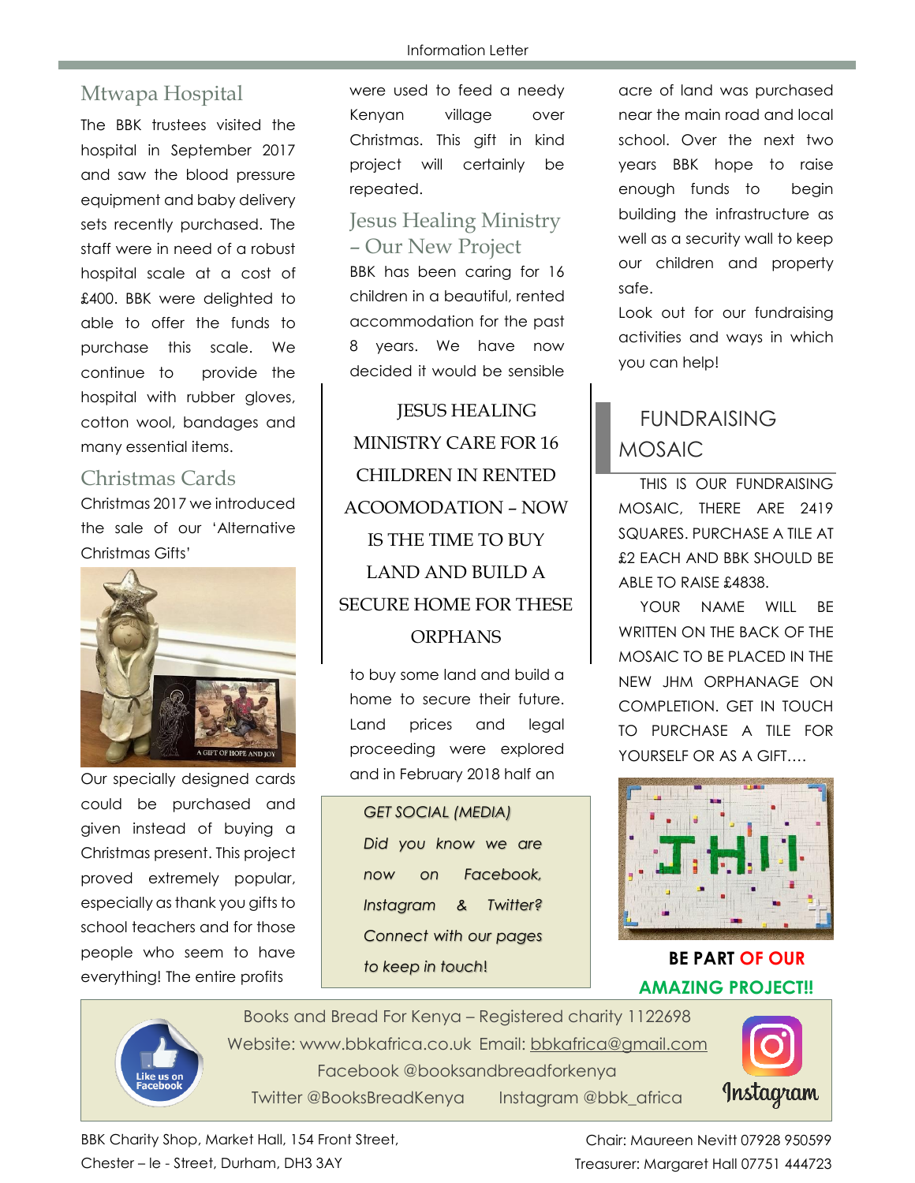## Mtwapa Hospital

The BBK trustees visited the hospital in September 2017 and saw the blood pressure equipment and baby delivery sets recently purchased. The staff were in need of a robust hospital scale at a cost of £400. BBK were delighted to able to offer the funds to purchase this scale. We continue to provide the hospital with rubber gloves, cotton wool, bandages and many essential items.

## Christmas Cards

Christmas 2017 we introduced the sale of our 'Alternative Christmas Gifts'

Our specially designed cards could be purchased and given instead of buying a Christmas present. This project proved extremely popular, especially as thank you gifts to school teachers and for those people who seem to have everything! The entire profits were used to feed a needy Kenyan village over Christmas. This gift in kind project will certainly be repeated.

## Jesus Healing Ministry – Our New Project

BBK has been caring for 16 children in a beautiful, rented accommodation for the past 8 years. We have now decided it would be sensible to buy some land and build a home to secure their future. Land prices and legal proceeding were explored and in February 2018 half an acre of land was purchased near the main road and local school. Over the next two years BBK hope to raise enough funds to begin building the infrastructure as well as a security wall to keep our children and property safe.

Look out for our fundraising activities and ways in which you can help!

JESUS HEALING MINISTRY CARE FOR 16 CHILDREN IN RENTED ACOOMODATION – NOW IS THE TIME TO BUY LAND AND BUILD A SECURE HOME FOR THESE ORPHANS

*GET SOCIAL (MEDIA)*

*Did you know we are now on Facebook, Instagram & Twitter? Connect with our pages to keep in touch!*

## FUNDRAISING MOSAIC

THIS IS OUR FUNDRAISING MOSAIC, THERE ARE 2419 SQUARES. PURCHASE A TILE AT £2 EACH AND BBK SHOULD BE ABLE TO RAISE £4838.

YOUR NAME WILL BE WRITTEN ON THE BACK OF THE MOSAIC TO BE PLACED IN THE NEW JHM ORPHANAGE ON COMPLETION. GET IN TOUCH TO PURCHASE A TILE FOR YOURSELF OR AS A GIFT….

**BE PART OF OUR AMAZING PROJECT!!**

Books and Bread For Kenya – Registered charity 1122698
Website: www.bbkafrica.co.uk Email: bbkafrica@gmail.com
Facebook @booksandbreadforkenya
Twitter @BooksBreadKenya Instagram @bbk_africa

BBK Charity Shop, Market Hall, 154 Front Street,
Chester – le - Street, Durham, DH3 3AY

Chair: Maureen Nevitt 07928 950599
Treasurer: Margaret Hall 07751 444723